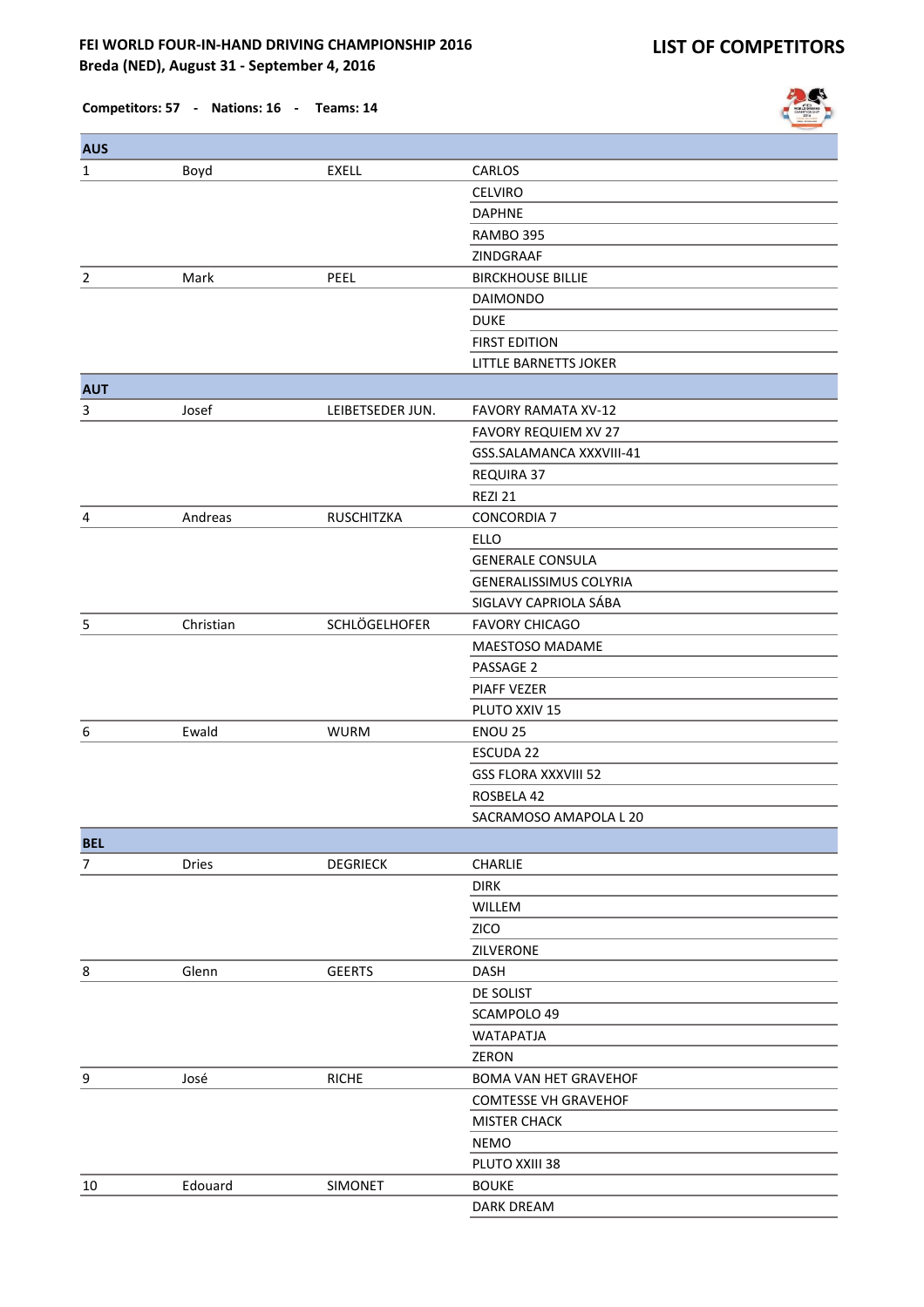**FEI WORLD FOUR-IN-HAND DRIVING CHAMPIONSHIP 2016**
**Breda (NED), August 31 - September 4, 2016**

# LIST OF COMPETITORS

**Competitors: 57 - Nations: 16 - Teams: 14**

| | | | |
|---|---|---|---|
| **AUS** | | | |
| 1 | Boyd | EXELL | CARLOS |
| | | | CELVIRO |
| | | | DAPHNE |
| | | | RAMBO 395 |
| | | | ZINDGRAAF |
| 2 | Mark | PEEL | BIRCKHOUSE BILLIE |
| | | | DAIMONDO |
| | | | DUKE |
| | | | FIRST EDITION |
| | | | LITTLE BARNETTS JOKER |
| **AUT** | | | |
| 3 | Josef | LEIBETSEDER JUN. | FAVORY RAMATA XV-12 |
| | | | FAVORY REQUIEM XV 27 |
| | | | GSS.SALAMANCA XXXVIII-41 |
| | | | REQUIRA 37 |
| | | | REZI 21 |
| 4 | Andreas | RUSCHITZKA | CONCORDIA 7 |
| | | | ELLO |
| | | | GENERALE CONSULA |
| | | | GENERALISSIMUS COLYRIA |
| | | | SIGLAVY CAPRIOLA SÁBA |
| 5 | Christian | SCHLÖGELHOFER | FAVORY CHICAGO |
| | | | MAESTOSO MADAME |
| | | | PASSAGE 2 |
| | | | PIAFF VEZER |
| | | | PLUTO XXIV 15 |
| 6 | Ewald | WURM | ENOU 25 |
| | | | ESCUDA 22 |
| | | | GSS FLORA XXXVIII 52 |
| | | | ROSBELA 42 |
| | | | SACRAMOSO AMAPOLA L 20 |
| **BEL** | | | |
| 7 | Dries | DEGRIECK | CHARLIE |
| | | | DIRK |
| | | | WILLEM |
| | | | ZICO |
| | | | ZILVERONE |
| 8 | Glenn | GEERTS | DASH |
| | | | DE SOLIST |
| | | | SCAMPOLO 49 |
| | | | WATAPATJA |
| | | | ZERON |
| 9 | José | RICHE | BOMA VAN HET GRAVEHOF |
| | | | COMTESSE VH GRAVEHOF |
| | | | MISTER CHACK |
| | | | NEMO |
| | | | PLUTO XXIII 38 |
| 10 | Edouard | SIMONET | BOUKE |
| | | | DARK DREAM |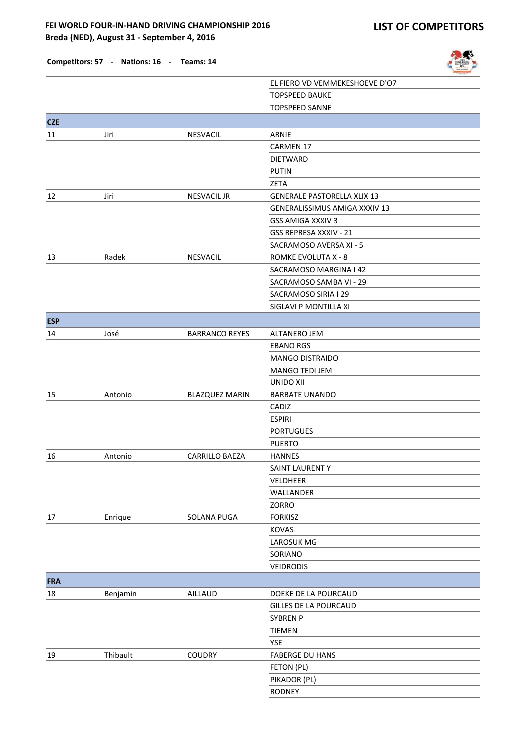**FEI WORLD FOUR-IN-HAND DRIVING CHAMPIONSHIP 2016**
**Breda (NED), August 31 - September 4, 2016**

## LIST OF COMPETITORS

**Competitors: 57 - Nations: 16 - Teams: 14**

| | | | |
|---|---|---|---|
| | | | EL FIERO VD VEMMEKESHOEVE D'O7 |
| | | | TOPSPEED BAUKE |
| | | | TOPSPEED SANNE |
| **CZE** | | | |
| 11 | Jiri | NESVACIL | ARNIE |
| | | | CARMEN 17 |
| | | | DIETWARD |
| | | | PUTIN |
| | | | ZETA |
| 12 | Jiri | NESVACIL JR | GENERALE PASTORELLA XLIX 13 |
| | | | GENERALISSIMUS AMIGA XXXIV 13 |
| | | | GSS AMIGA XXXIV 3 |
| | | | GSS REPRESA XXXIV - 21 |
| | | | SACRAMOSO AVERSA XI - 5 |
| 13 | Radek | NESVACIL | ROMKE EVOLUTA X - 8 |
| | | | SACRAMOSO MARGINA I 42 |
| | | | SACRAMOSO SAMBA VI - 29 |
| | | | SACRAMOSO SIRIA I 29 |
| | | | SIGLAVI P MONTILLA XI |
| **ESP** | | | |
| 14 | José | BARRANCO REYES | ALTANERO JEM |
| | | | EBANO RGS |
| | | | MANGO DISTRAIDO |
| | | | MANGO TEDI JEM |
| | | | UNIDO XII |
| 15 | Antonio | BLAZQUEZ MARIN | BARBATE UNANDO |
| | | | CADIZ |
| | | | ESPIRI |
| | | | PORTUGUES |
| | | | PUERTO |
| 16 | Antonio | CARRILLO BAEZA | HANNES |
| | | | SAINT LAURENT Y |
| | | | VELDHEER |
| | | | WALLANDER |
| | | | ZORRO |
| 17 | Enrique | SOLANA PUGA | FORKISZ |
| | | | KOVAS |
| | | | LAROSUK MG |
| | | | SORIANO |
| | | | VEIDRODIS |
| **FRA** | | | |
| 18 | Benjamin | AILLAUD | DOEKE DE LA POURCAUD |
| | | | GILLES DE LA POURCAUD |
| | | | SYBREN P |
| | | | TIEMEN |
| | | | YSE |
| 19 | Thibault | COUDRY | FABERGE DU HANS |
| | | | FETON (PL) |
| | | | PIKADOR (PL) |
| | | | RODNEY |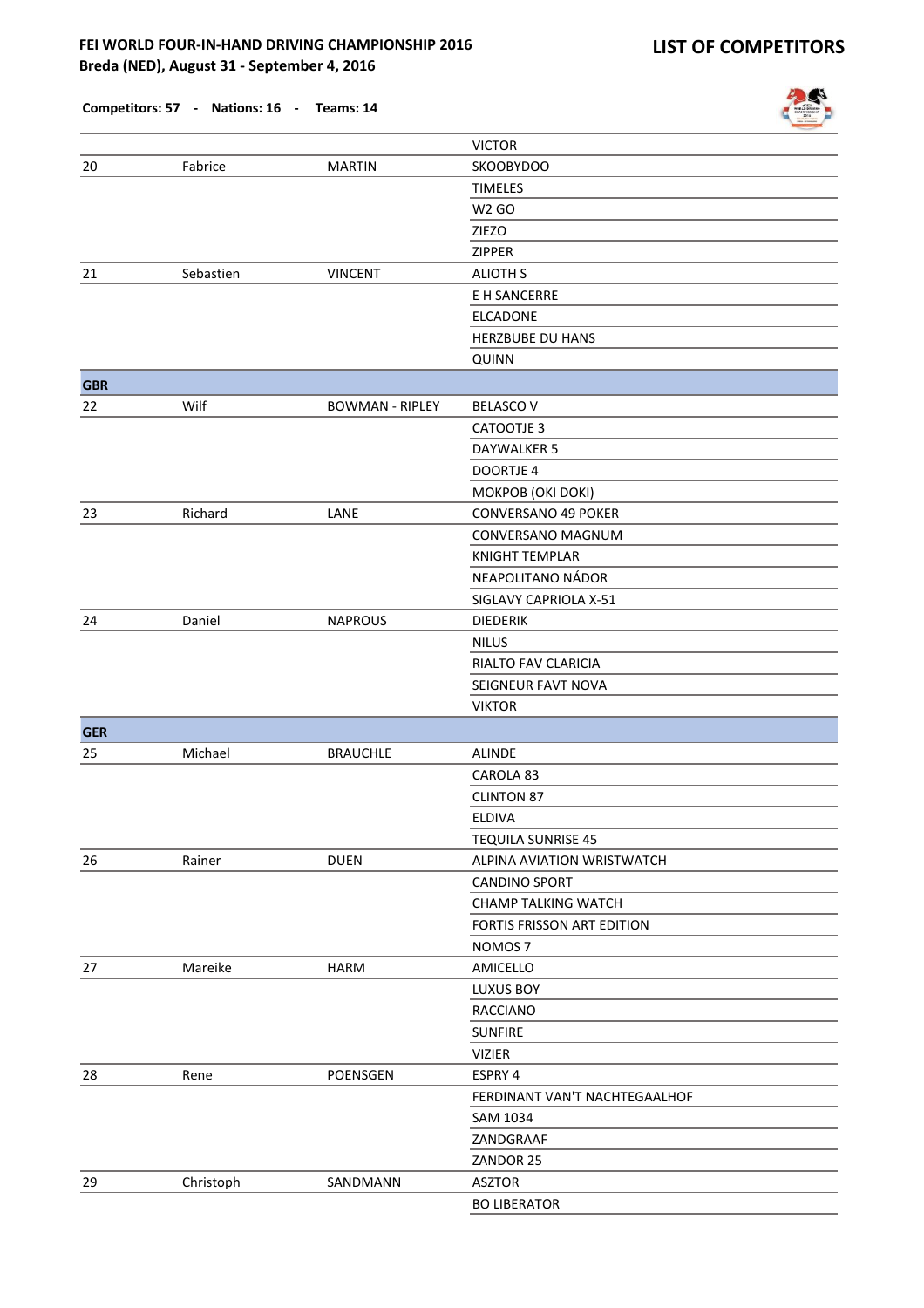# FEI WORLD FOUR-IN-HAND DRIVING CHAMPIONSHIP 2016

**Breda (NED), August 31 - September 4, 2016**

## LIST OF COMPETITORS

**Competitors: 57 - Nations: 16 - Teams: 14**

| | | | |
|---|---|---|---|
| | | | VICTOR |
| 20 | Fabrice | MARTIN | SKOOBYDOO |
| | | | TIMELES |
| | | | W2 GO |
| | | | ZIEZO |
| | | | ZIPPER |
| 21 | Sebastien | VINCENT | ALIOTH S |
| | | | E H SANCERRE |
| | | | ELCADONE |
| | | | HERZBUBE DU HANS |
| | | | QUINN |
| **GBR** | | | |
| 22 | Wilf | BOWMAN - RIPLEY | BELASCO V |
| | | | CATOOTJE 3 |
| | | | DAYWALKER 5 |
| | | | DOORTJE 4 |
| | | | MOKPOB (OKI DOKI) |
| 23 | Richard | LANE | CONVERSANO 49 POKER |
| | | | CONVERSANO MAGNUM |
| | | | KNIGHT TEMPLAR |
| | | | NEAPOLITANO NÁDOR |
| | | | SIGLAVY CAPRIOLA X-51 |
| 24 | Daniel | NAPROUS | DIEDERIK |
| | | | NILUS |
| | | | RIALTO FAV CLARICIA |
| | | | SEIGNEUR FAVT NOVA |
| | | | VIKTOR |
| **GER** | | | |
| 25 | Michael | BRAUCHLE | ALINDE |
| | | | CAROLA 83 |
| | | | CLINTON 87 |
| | | | ELDIVA |
| | | | TEQUILA SUNRISE 45 |
| 26 | Rainer | DUEN | ALPINA AVIATION WRISTWATCH |
| | | | CANDINO SPORT |
| | | | CHAMP TALKING WATCH |
| | | | FORTIS FRISSON ART EDITION |
| | | | NOMOS 7 |
| 27 | Mareike | HARM | AMICELLO |
| | | | LUXUS BOY |
| | | | RACCIANO |
| | | | SUNFIRE |
| | | | VIZIER |
| 28 | Rene | POENSGEN | ESPRY 4 |
| | | | FERDINANT VAN'T NACHTEGAALHOF |
| | | | SAM 1034 |
| | | | ZANDGRAAF |
| | | | ZANDOR 25 |
| 29 | Christoph | SANDMANN | ASZTOR |
| | | | BO LIBERATOR |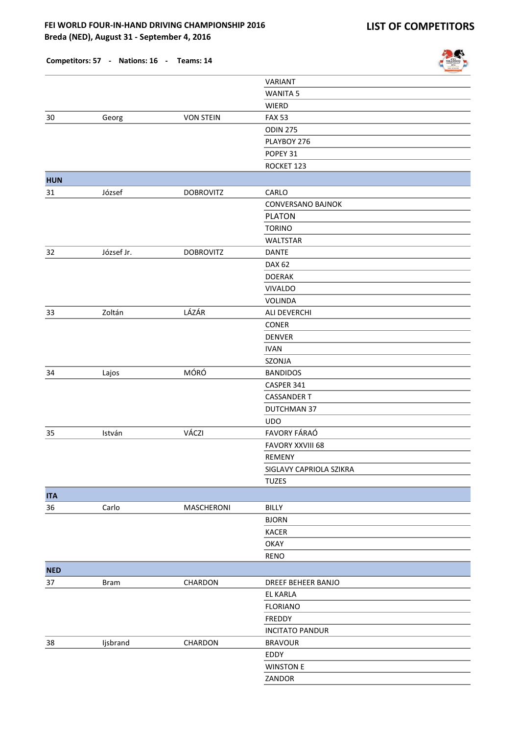# FEI WORLD FOUR-IN-HAND DRIVING CHAMPIONSHIP 2016

**Breda (NED), August 31 - September 4, 2016**

## LIST OF COMPETITORS

**Competitors: 57 - Nations: 16 - Teams: 14**

| | | | |
|---|---|---|---|
| | | | VARIANT |
| | | | WANITA 5 |
| | | | WIERD |
| 30 | Georg | VON STEIN | FAX 53 |
| | | | ODIN 275 |
| | | | PLAYBOY 276 |
| | | | POPEY 31 |
| | | | ROCKET 123 |
| **HUN** | | | |
| 31 | József | DOBROVITZ | CARLO |
| | | | CONVERSANO BAJNOK |
| | | | PLATON |
| | | | TORINO |
| | | | WALTSTAR |
| 32 | József Jr. | DOBROVITZ | DANTE |
| | | | DAX 62 |
| | | | DOERAK |
| | | | VIVALDO |
| | | | VOLINDA |
| 33 | Zoltán | LÁZÁR | ALI DEVERCHI |
| | | | CONER |
| | | | DENVER |
| | | | IVAN |
| | | | SZONJA |
| 34 | Lajos | MÓRÓ | BANDIDOS |
| | | | CASPER 341 |
| | | | CASSANDER T |
| | | | DUTCHMAN 37 |
| | | | UDO |
| 35 | István | VÁCZI | FAVORY FÁRAÓ |
| | | | FAVORY XXVIII 68 |
| | | | REMENY |
| | | | SIGLAVY CAPRIOLA SZIKRA |
| | | | TUZES |
| **ITA** | | | |
| 36 | Carlo | MASCHERONI | BILLY |
| | | | BJORN |
| | | | KACER |
| | | | OKAY |
| | | | RENO |
| **NED** | | | |
| 37 | Bram | CHARDON | DREEF BEHEER BANJO |
| | | | EL KARLA |
| | | | FLORIANO |
| | | | FREDDY |
| | | | INCITATO PANDUR |
| 38 | Ijsbrand | CHARDON | BRAVOUR |
| | | | EDDY |
| | | | WINSTON E |
| | | | ZANDOR |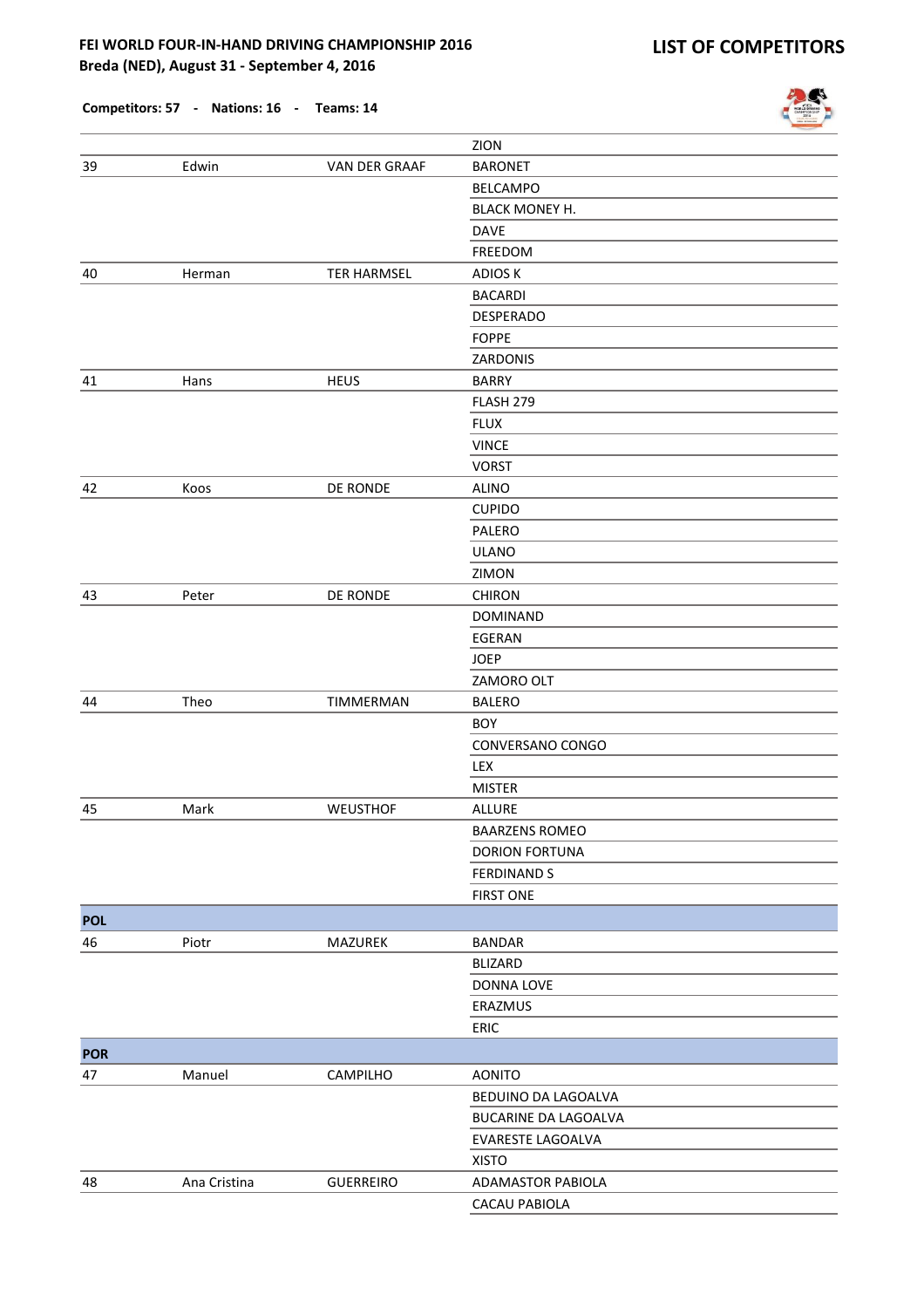**FEI WORLD FOUR-IN-HAND DRIVING CHAMPIONSHIP 2016**
**Breda (NED), August 31 - September 4, 2016**

## LIST OF COMPETITORS

**Competitors: 57 - Nations: 16 - Teams: 14**

| | | | |
|---|---|---|---|
| | | | ZION |
| 39 | Edwin | VAN DER GRAAF | BARONET |
| | | | BELCAMPO |
| | | | BLACK MONEY H. |
| | | | DAVE |
| | | | FREEDOM |
| 40 | Herman | TER HARMSEL | ADIOS K |
| | | | BACARDI |
| | | | DESPERADO |
| | | | FOPPE |
| | | | ZARDONIS |
| 41 | Hans | HEUS | BARRY |
| | | | FLASH 279 |
| | | | FLUX |
| | | | VINCE |
| | | | VORST |
| 42 | Koos | DE RONDE | ALINO |
| | | | CUPIDO |
| | | | PALERO |
| | | | ULANO |
| | | | ZIMON |
| 43 | Peter | DE RONDE | CHIRON |
| | | | DOMINAND |
| | | | EGERAN |
| | | | JOEP |
| | | | ZAMORO OLT |
| 44 | Theo | TIMMERMAN | BALERO |
| | | | BOY |
| | | | CONVERSANO CONGO |
| | | | LEX |
| | | | MISTER |
| 45 | Mark | WEUSTHOF | ALLURE |
| | | | BAARZENS ROMEO |
| | | | DORION FORTUNA |
| | | | FERDINAND S |
| | | | FIRST ONE |
| **POL** | | | |
| 46 | Piotr | MAZUREK | BANDAR |
| | | | BLIZARD |
| | | | DONNA LOVE |
| | | | ERAZMUS |
| | | | ERIC |
| **POR** | | | |
| 47 | Manuel | CAMPILHO | AONITO |
| | | | BEDUINO DA LAGOALVA |
| | | | BUCARINE DA LAGOALVA |
| | | | EVARESTE LAGOALVA |
| | | | XISTO |
| 48 | Ana Cristina | GUERREIRO | ADAMASTOR PABIOLA |
| | | | CACAU PABIOLA |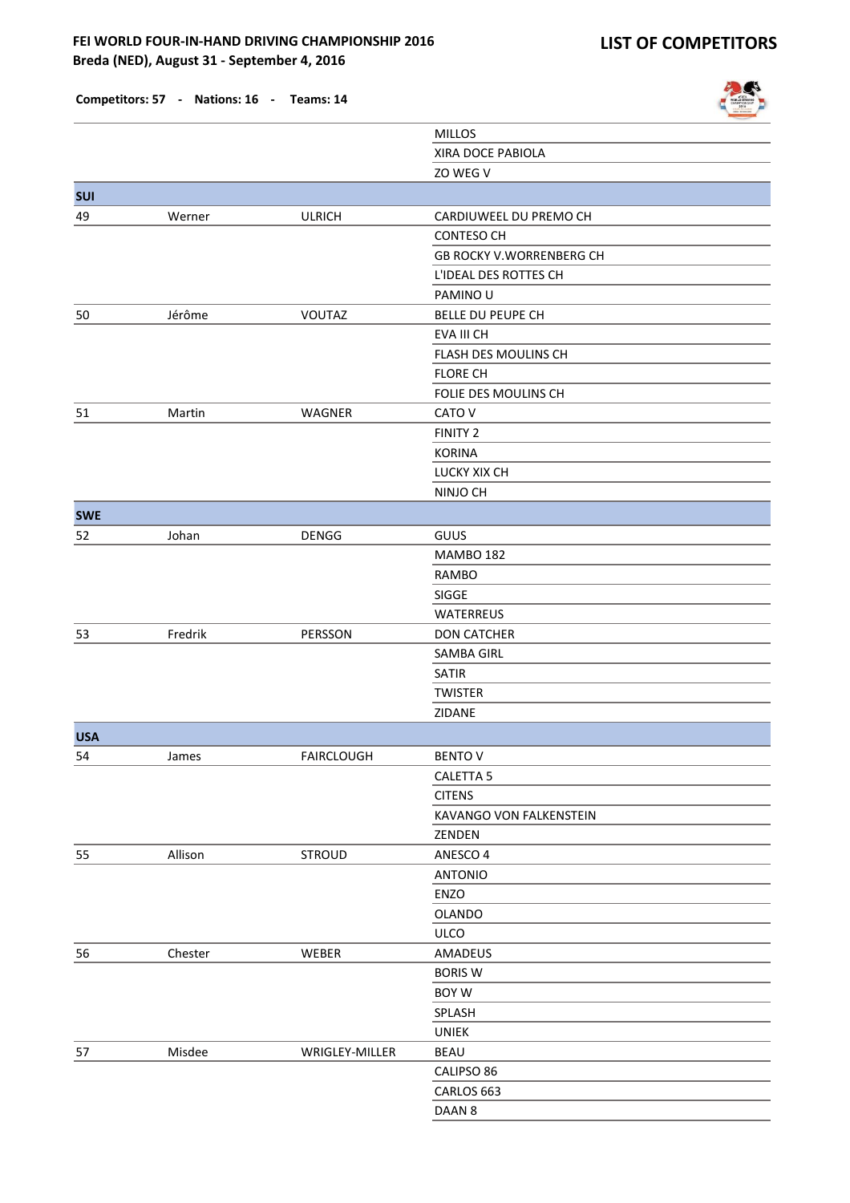# FEI WORLD FOUR-IN-HAND DRIVING CHAMPIONSHIP 2016
**Breda (NED), August 31 - September 4, 2016**

## LIST OF COMPETITORS

**Competitors: 57 - Nations: 16 - Teams: 14**

| | | | |
|---|---|---|---|
| | | | MILLOS |
| | | | XIRA DOCE PABIOLA |
| | | | ZO WEG V |
| **SUI** | | | |
| 49 | Werner | ULRICH | CARDIUWEEL DU PREMO CH |
| | | | CONTESO CH |
| | | | GB ROCKY V.WORRENBERG CH |
| | | | L'IDEAL DES ROTTES CH |
| | | | PAMINO U |
| 50 | Jérôme | VOUTAZ | BELLE DU PEUPE CH |
| | | | EVA III CH |
| | | | FLASH DES MOULINS CH |
| | | | FLORE CH |
| | | | FOLIE DES MOULINS CH |
| 51 | Martin | WAGNER | CATO V |
| | | | FINITY 2 |
| | | | KORINA |
| | | | LUCKY XIX CH |
| | | | NINJO CH |
| **SWE** | | | |
| 52 | Johan | DENGG | GUUS |
| | | | MAMBO 182 |
| | | | RAMBO |
| | | | SIGGE |
| | | | WATERREUS |
| 53 | Fredrik | PERSSON | DON CATCHER |
| | | | SAMBA GIRL |
| | | | SATIR |
| | | | TWISTER |
| | | | ZIDANE |
| **USA** | | | |
| 54 | James | FAIRCLOUGH | BENTO V |
| | | | CALETTA 5 |
| | | | CITENS |
| | | | KAVANGO VON FALKENSTEIN |
| | | | ZENDEN |
| 55 | Allison | STROUD | ANESCO 4 |
| | | | ANTONIO |
| | | | ENZO |
| | | | OLANDO |
| | | | ULCO |
| 56 | Chester | WEBER | AMADEUS |
| | | | BORIS W |
| | | | BOY W |
| | | | SPLASH |
| | | | UNIEK |
| 57 | Misdee | WRIGLEY-MILLER | BEAU |
| | | | CALIPSO 86 |
| | | | CARLOS 663 |
| | | | DAAN 8 |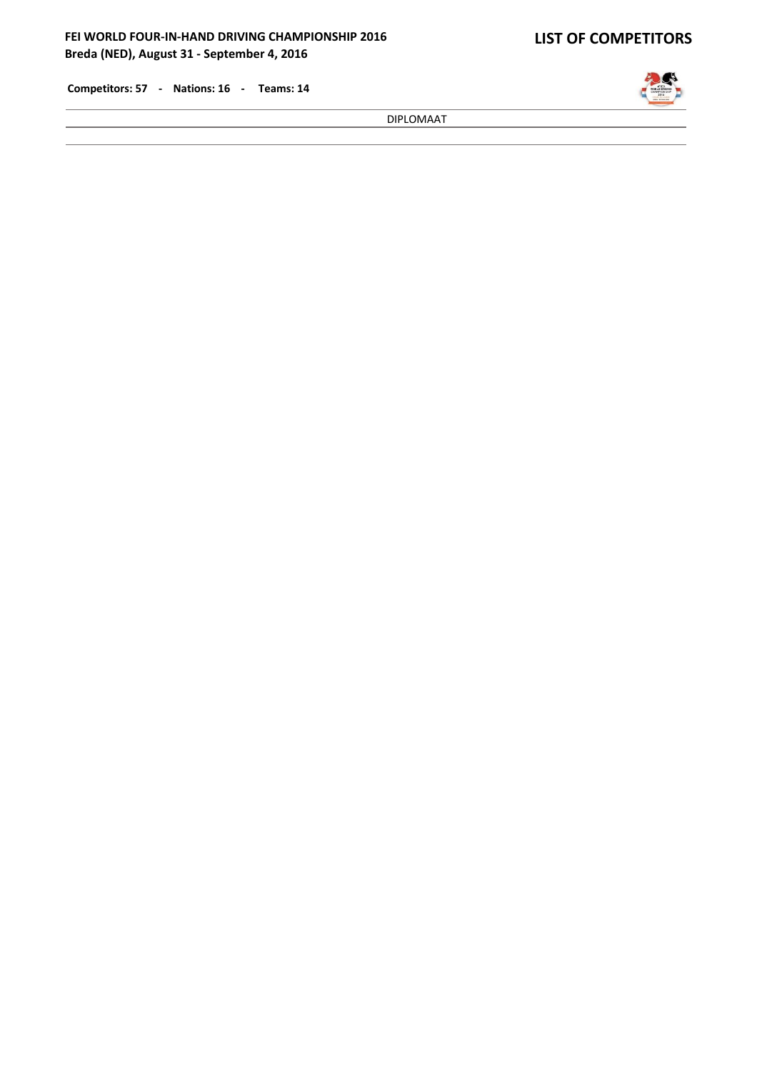DIPLOMAAT